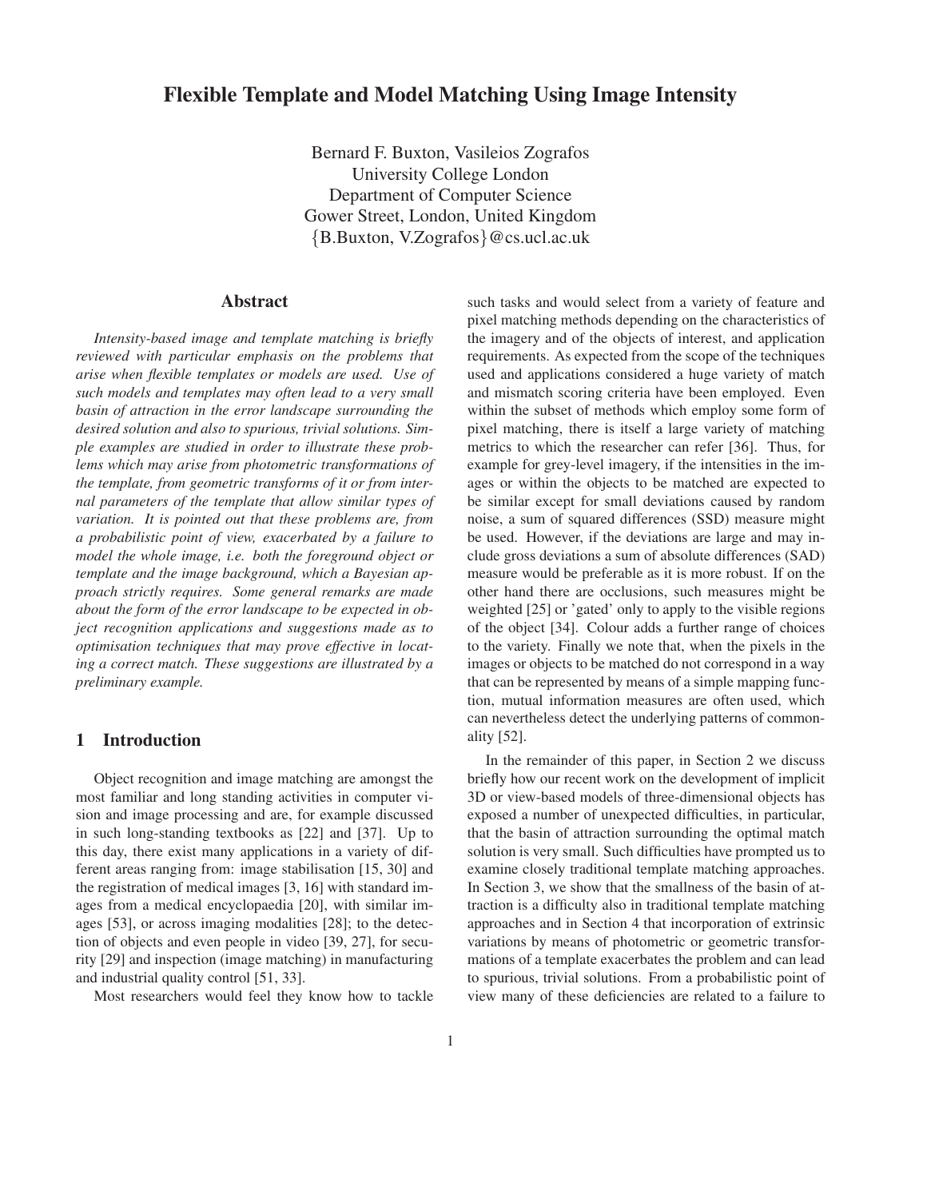# Flexible Template and Model Matching Using Image Intensity

Bernard F. Buxton, Vasileios Zografos
University College London
Department of Computer Science
Gower Street, London, United Kingdom
{B.Buxton, V.Zografos}@cs.ucl.ac.uk

## Abstract

*Intensity-based image and template matching is briefly reviewed with particular emphasis on the problems that arise when flexible templates or models are used. Use of such models and templates may often lead to a very small basin of attraction in the error landscape surrounding the desired solution and also to spurious, trivial solutions. Simple examples are studied in order to illustrate these problems which may arise from photometric transformations of the template, from geometric transforms of it or from internal parameters of the template that allow similar types of variation. It is pointed out that these problems are, from a probabilistic point of view, exacerbated by a failure to model the whole image, i.e. both the foreground object or template and the image background, which a Bayesian approach strictly requires. Some general remarks are made about the form of the error landscape to be expected in object recognition applications and suggestions made as to optimisation techniques that may prove effective in locating a correct match. These suggestions are illustrated by a preliminary example.*

## 1 Introduction

Object recognition and image matching are amongst the most familiar and long standing activities in computer vision and image processing and are, for example discussed in such long-standing textbooks as [22] and [37]. Up to this day, there exist many applications in a variety of different areas ranging from: image stabilisation [15, 30] and the registration of medical images [3, 16] with standard images from a medical encyclopaedia [20], with similar images [53], or across imaging modalities [28]; to the detection of objects and even people in video [39, 27], for security [29] and inspection (image matching) in manufacturing and industrial quality control [51, 33].

Most researchers would feel they know how to tackle such tasks and would select from a variety of feature and pixel matching methods depending on the characteristics of the imagery and of the objects of interest, and application requirements. As expected from the scope of the techniques used and applications considered a huge variety of match and mismatch scoring criteria have been employed. Even within the subset of methods which employ some form of pixel matching, there is itself a large variety of matching metrics to which the researcher can refer [36]. Thus, for example for grey-level imagery, if the intensities in the images or within the objects to be matched are expected to be similar except for small deviations caused by random noise, a sum of squared differences (SSD) measure might be used. However, if the deviations are large and may include gross deviations a sum of absolute differences (SAD) measure would be preferable as it is more robust. If on the other hand there are occlusions, such measures might be weighted [25] or 'gated' only to apply to the visible regions of the object [34]. Colour adds a further range of choices to the variety. Finally we note that, when the pixels in the images or objects to be matched do not correspond in a way that can be represented by means of a simple mapping function, mutual information measures are often used, which can nevertheless detect the underlying patterns of commonality [52].

In the remainder of this paper, in Section 2 we discuss briefly how our recent work on the development of implicit 3D or view-based models of three-dimensional objects has exposed a number of unexpected difficulties, in particular, that the basin of attraction surrounding the optimal match solution is very small. Such difficulties have prompted us to examine closely traditional template matching approaches. In Section 3, we show that the smallness of the basin of attraction is a difficulty also in traditional template matching approaches and in Section 4 that incorporation of extrinsic variations by means of photometric or geometric transformations of a template exacerbates the problem and can lead to spurious, trivial solutions. From a probabilistic point of view many of these deficiencies are related to a failure to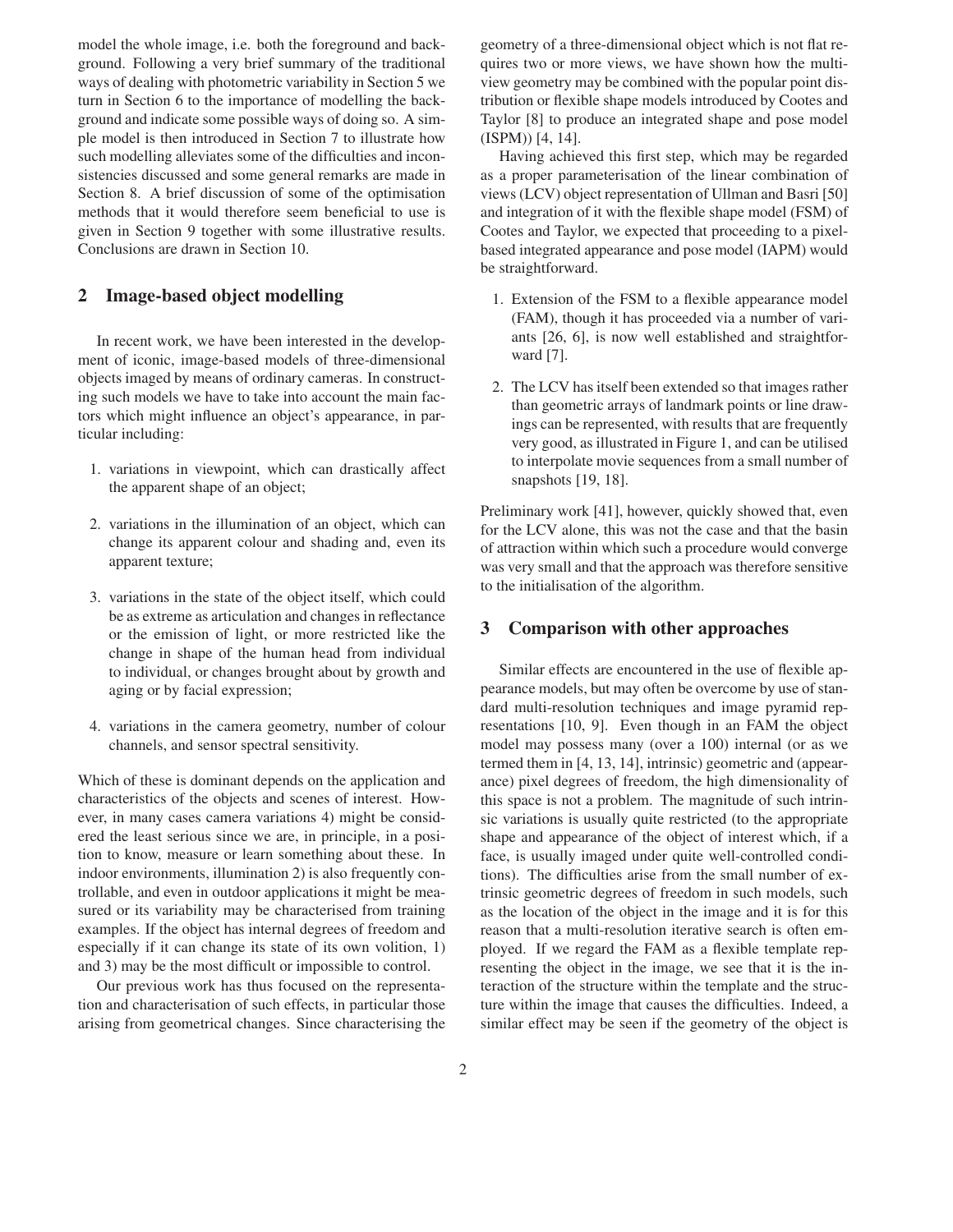model the whole image, i.e. both the foreground and background. Following a very brief summary of the traditional ways of dealing with photometric variability in Section 5 we turn in Section 6 to the importance of modelling the background and indicate some possible ways of doing so. A simple model is then introduced in Section 7 to illustrate how such modelling alleviates some of the difficulties and inconsistencies discussed and some general remarks are made in Section 8. A brief discussion of some of the optimisation methods that it would therefore seem beneficial to use is given in Section 9 together with some illustrative results. Conclusions are drawn in Section 10.

## 2 Image-based object modelling

In recent work, we have been interested in the development of iconic, image-based models of three-dimensional objects imaged by means of ordinary cameras. In constructing such models we have to take into account the main factors which might influence an object's appearance, in particular including:

1. variations in viewpoint, which can drastically affect the apparent shape of an object;
2. variations in the illumination of an object, which can change its apparent colour and shading and, even its apparent texture;
3. variations in the state of the object itself, which could be as extreme as articulation and changes in reflectance or the emission of light, or more restricted like the change in shape of the human head from individual to individual, or changes brought about by growth and aging or by facial expression;
4. variations in the camera geometry, number of colour channels, and sensor spectral sensitivity.

Which of these is dominant depends on the application and characteristics of the objects and scenes of interest. However, in many cases camera variations 4) might be considered the least serious since we are, in principle, in a position to know, measure or learn something about these. In indoor environments, illumination 2) is also frequently controllable, and even in outdoor applications it might be measured or its variability may be characterised from training examples. If the object has internal degrees of freedom and especially if it can change its state of its own volition, 1) and 3) may be the most difficult or impossible to control.

Our previous work has thus focused on the representation and characterisation of such effects, in particular those arising from geometrical changes. Since characterising the geometry of a three-dimensional object which is not flat requires two or more views, we have shown how the multiview geometry may be combined with the popular point distribution or flexible shape models introduced by Cootes and Taylor [8] to produce an integrated shape and pose model (ISPM)) [4, 14].

Having achieved this first step, which may be regarded as a proper parameterisation of the linear combination of views (LCV) object representation of Ullman and Basri [50] and integration of it with the flexible shape model (FSM) of Cootes and Taylor, we expected that proceeding to a pixel-based integrated appearance and pose model (IAPM) would be straightforward.

1. Extension of the FSM to a flexible appearance model (FAM), though it has proceeded via a number of variants [26, 6], is now well established and straightforward [7].
2. The LCV has itself been extended so that images rather than geometric arrays of landmark points or line drawings can be represented, with results that are frequently very good, as illustrated in Figure 1, and can be utilised to interpolate movie sequences from a small number of snapshots [19, 18].

Preliminary work [41], however, quickly showed that, even for the LCV alone, this was not the case and that the basin of attraction within which such a procedure would converge was very small and that the approach was therefore sensitive to the initialisation of the algorithm.

## 3 Comparison with other approaches

Similar effects are encountered in the use of flexible appearance models, but may often be overcome by use of standard multi-resolution techniques and image pyramid representations [10, 9]. Even though in an FAM the object model may possess many (over a 100) internal (or as we termed them in [4, 13, 14], intrinsic) geometric and (appearance) pixel degrees of freedom, the high dimensionality of this space is not a problem. The magnitude of such intrinsic variations is usually quite restricted (to the appropriate shape and appearance of the object of interest which, if a face, is usually imaged under quite well-controlled conditions). The difficulties arise from the small number of extrinsic geometric degrees of freedom in such models, such as the location of the object in the image and it is for this reason that a multi-resolution iterative search is often employed. If we regard the FAM as a flexible template representing the object in the image, we see that it is the interaction of the structure within the template and the structure within the image that causes the difficulties. Indeed, a similar effect may be seen if the geometry of the object is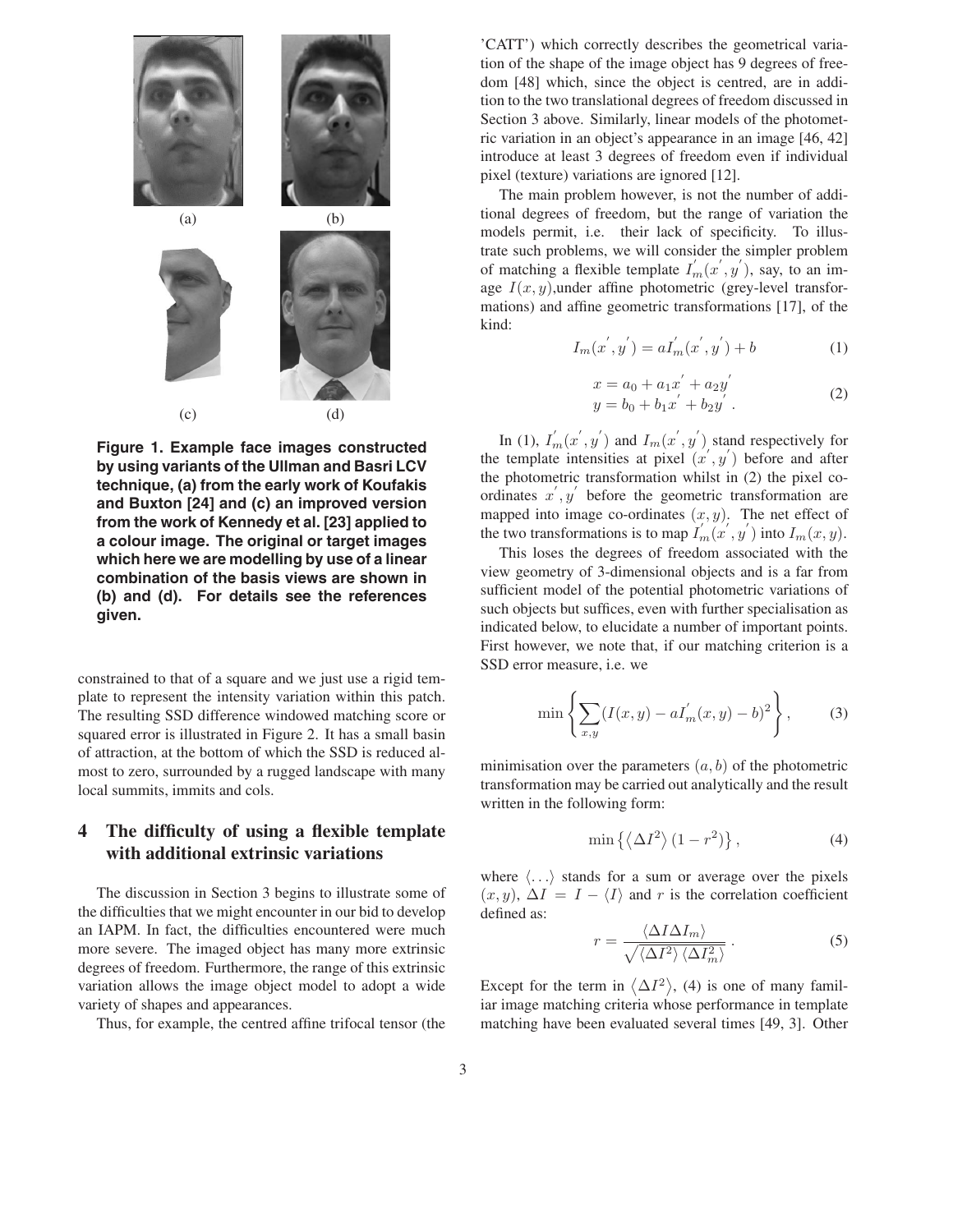(a) (b)

(c) (d)

**Figure 1. Example face images constructed by using variants of the Ullman and Basri LCV technique, (a) from the early work of Koufakis and Buxton [24] and (c) an improved version from the work of Kennedy et al. [23] applied to a colour image. The original or target images which here we are modelling by use of a linear combination of the basis views are shown in (b) and (d). For details see the references given.**

constrained to that of a square and we just use a rigid template to represent the intensity variation within this patch. The resulting SSD difference windowed matching score or squared error is illustrated in Figure 2. It has a small basin of attraction, at the bottom of which the SSD is reduced almost to zero, surrounded by a rugged landscape with many local summits, immits and cols.

## 4 The difficulty of using a flexible template with additional extrinsic variations

The discussion in Section 3 begins to illustrate some of the difficulties that we might encounter in our bid to develop an IAPM. In fact, the difficulties encountered were much more severe. The imaged object has many more extrinsic degrees of freedom. Furthermore, the range of this extrinsic variation allows the image object model to adopt a wide variety of shapes and appearances.

Thus, for example, the centred affine trifocal tensor (the 'CATT') which correctly describes the geometrical variation of the shape of the image object has 9 degrees of freedom [48] which, since the object is centred, are in addition to the two translational degrees of freedom discussed in Section 3 above. Similarly, linear models of the photometric variation in an object's appearance in an image [46, 42] introduce at least 3 degrees of freedom even if individual pixel (texture) variations are ignored [12].

The main problem however, is not the number of additional degrees of freedom, but the range of variation the models permit, i.e. their lack of specificity. To illustrate such problems, we will consider the simpler problem of matching a flexible template $I_m^{'}(x^{'}, y^{'})$, say, to an image $I(x, y)$,under affine photometric (grey-level transformations) and affine geometric transformations [17], of the kind:

$$I_m(x^{'}, y^{'}) = aI_m^{'}(x^{'}, y^{'}) + b \tag{1}$$

$$\begin{aligned} x &= a_0 + a_1 x^{'} + a_2 y^{'} \\ y &= b_0 + b_1 x^{'} + b_2 y^{'} . \end{aligned} \tag{2}$$

In (1), $I_m^{'}(x^{'}, y^{'})$ and $I_m(x^{'}, y^{'})$ stand respectively for the template intensities at pixel $(x^{'}, y^{'})$ before and after the photometric transformation whilst in (2) the pixel coordinates $x^{'}, y^{'}$ before the geometric transformation are mapped into image co-ordinates $(x, y)$. The net effect of the two transformations is to map $I_m^{'}(x^{'}, y^{'})$ into $I_m(x, y)$.

This loses the degrees of freedom associated with the view geometry of 3-dimensional objects and is a far from sufficient model of the potential photometric variations of such objects but suffices, even with further specialisation as indicated below, to elucidate a number of important points. First however, we note that, if our matching criterion is a SSD error measure, i.e. we

$$\min \left\{ \sum_{x,y} (I(x, y) - aI_m^{'}(x, y) - b)^2 \right\}, \tag{3}$$

minimisation over the parameters $(a, b)$ of the photometric transformation may be carried out analytically and the result written in the following form:

$$\min \left\{ \left\langle \Delta I^2 \right\rangle (1 - r^2) \right\}, \tag{4}$$

where $\langle \ldots \rangle$ stands for a sum or average over the pixels $(x, y)$, $\Delta I = I - \langle I \rangle$ and $r$ is the correlation coefficient defined as:

$$r = \frac{\langle \Delta I \Delta I_m \rangle}{\sqrt{\langle \Delta I^2 \rangle \langle \Delta I_m^2 \rangle}} . \tag{5}$$

Except for the term in $\left\langle \Delta I^2 \right\rangle$, (4) is one of many familiar image matching criteria whose performance in template matching have been evaluated several times [49, 3]. Other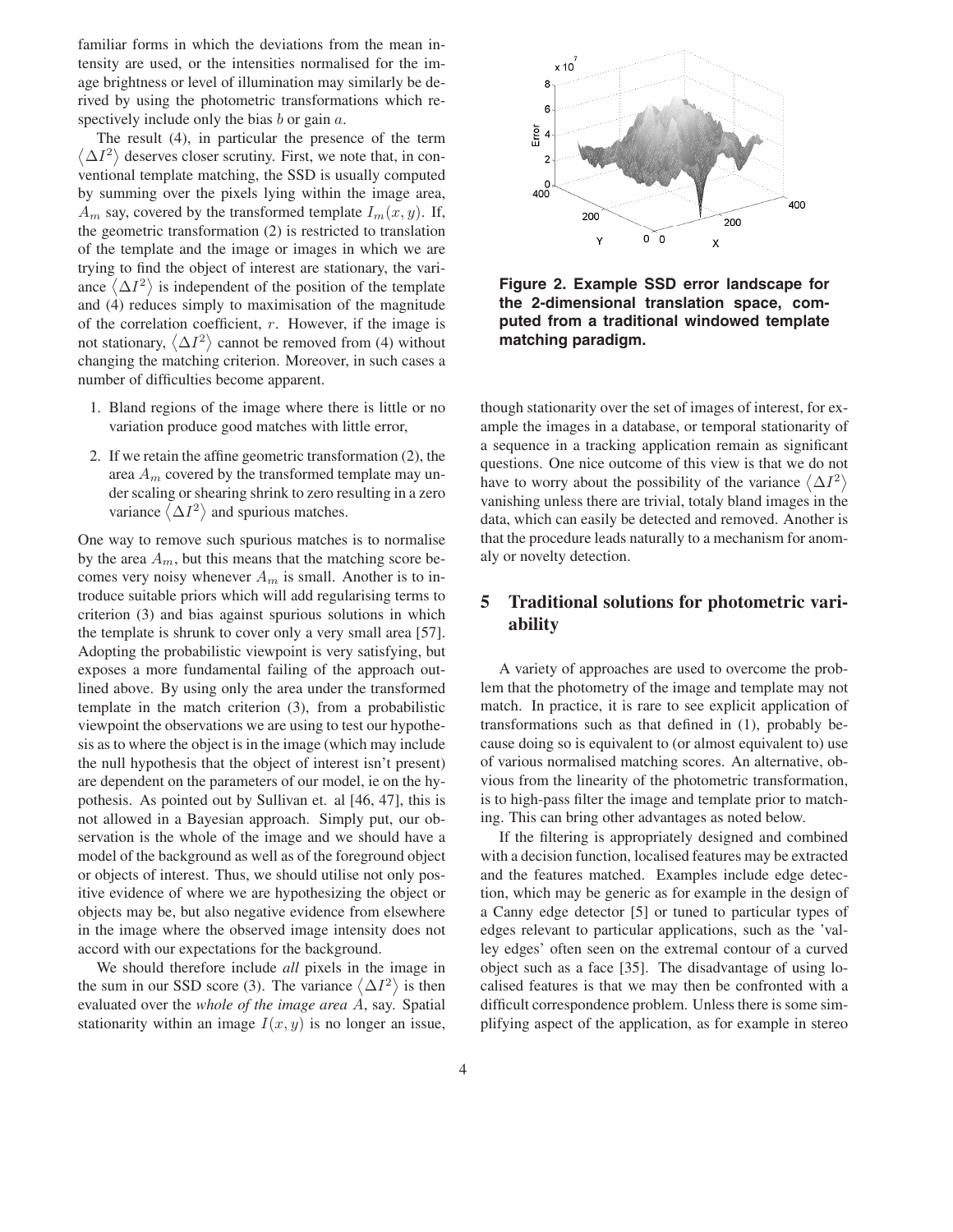familiar forms in which the deviations from the mean intensity are used, or the intensities normalised for the image brightness or level of illumination may similarly be derived by using the photometric transformations which respectively include only the bias $b$ or gain $a$.

The result (4), in particular the presence of the term $\langle \Delta I^2 \rangle$ deserves closer scrutiny. First, we note that, in conventional template matching, the SSD is usually computed by summing over the pixels lying within the image area, $A_m$ say, covered by the transformed template $I_m(x, y)$. If, the geometric transformation (2) is restricted to translation of the template and the image or images in which we are trying to find the object of interest are stationary, the variance $\langle \Delta I^2 \rangle$ is independent of the position of the template and (4) reduces simply to maximisation of the magnitude of the correlation coefficient, $r$. However, if the image is not stationary, $\langle \Delta I^2 \rangle$ cannot be removed from (4) without changing the matching criterion. Moreover, in such cases a number of difficulties become apparent.

1. Bland regions of the image where there is little or no variation produce good matches with little error,
2. If we retain the affine geometric transformation (2), the area $A_m$ covered by the transformed template may under scaling or shearing shrink to zero resulting in a zero variance $\langle \Delta I^2 \rangle$ and spurious matches.

One way to remove such spurious matches is to normalise by the area $A_m$, but this means that the matching score becomes very noisy whenever $A_m$ is small. Another is to introduce suitable priors which will add regularising terms to criterion (3) and bias against spurious solutions in which the template is shrunk to cover only a very small area [57]. Adopting the probabilistic viewpoint is very satisfying, but exposes a more fundamental failing of the approach outlined above. By using only the area under the transformed template in the match criterion (3), from a probabilistic viewpoint the observations we are using to test our hypothesis as to where the object is in the image (which may include the null hypothesis that the object of interest isn't present) are dependent on the parameters of our model, ie on the hypothesis. As pointed out by Sullivan et. al [46, 47], this is not allowed in a Bayesian approach. Simply put, our observation is the whole of the image and we should have a model of the background as well as of the foreground object or objects of interest. Thus, we should utilise not only positive evidence of where we are hypothesizing the object or objects may be, but also negative evidence from elsewhere in the image where the observed image intensity does not accord with our expectations for the background.

We should therefore include *all* pixels in the image in the sum in our SSD score (3). The variance $\langle \Delta I^2 \rangle$ is then evaluated over the *whole of the image area* $A$, say. Spatial stationarity within an image $I(x, y)$ is no longer an issue, though stationarity over the set of images of interest, for example the images in a database, or temporal stationarity of a sequence in a tracking application remain as significant questions. One nice outcome of this view is that we do not have to worry about the possibility of the variance $\langle \Delta I^2 \rangle$ vanishing unless there are trivial, totaly bland images in the data, which can easily be detected and removed. Another is that the procedure leads naturally to a mechanism for anomaly or novelty detection.

**Figure 2. Example SSD error landscape for the 2-dimensional translation space, computed from a traditional windowed template matching paradigm.**

## 5 Traditional solutions for photometric variability

A variety of approaches are used to overcome the problem that the photometry of the image and template may not match. In practice, it is rare to see explicit application of transformations such as that defined in (1), probably because doing so is equivalent to (or almost equivalent to) use of various normalised matching scores. An alternative, obvious from the linearity of the photometric transformation, is to high-pass filter the image and template prior to matching. This can bring other advantages as noted below.

If the filtering is appropriately designed and combined with a decision function, localised features may be extracted and the features matched. Examples include edge detection, which may be generic as for example in the design of a Canny edge detector [5] or tuned to particular types of edges relevant to particular applications, such as the 'valley edges' often seen on the extremal contour of a curved object such as a face [35]. The disadvantage of using localised features is that we may then be confronted with a difficult correspondence problem. Unless there is some simplifying aspect of the application, as for example in stereo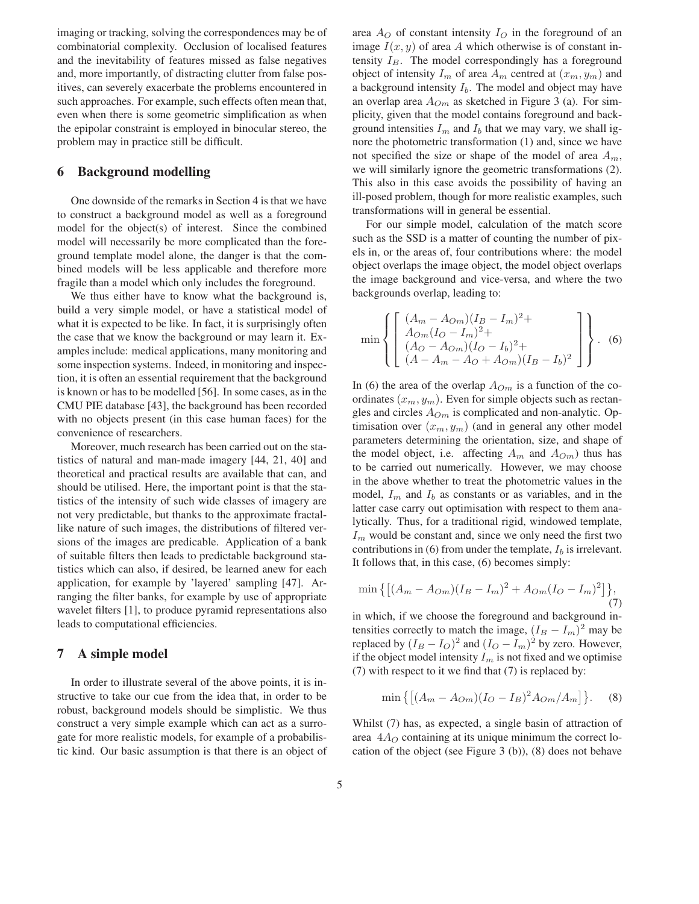imaging or tracking, solving the correspondences may be of combinatorial complexity. Occlusion of localised features and the inevitability of features missed as false negatives and, more importantly, of distracting clutter from false positives, can severely exacerbate the problems encountered in such approaches. For example, such effects often mean that, even when there is some geometric simplification as when the epipolar constraint is employed in binocular stereo, the problem may in practice still be difficult.

## 6 Background modelling

One downside of the remarks in Section 4 is that we have to construct a background model as well as a foreground model for the object(s) of interest. Since the combined model will necessarily be more complicated than the foreground template model alone, the danger is that the combined models will be less applicable and therefore more fragile than a model which only includes the foreground.

We thus either have to know what the background is, build a very simple model, or have a statistical model of what it is expected to be like. In fact, it is surprisingly often the case that we know the background or may learn it. Examples include: medical applications, many monitoring and some inspection systems. Indeed, in monitoring and inspection, it is often an essential requirement that the background is known or has to be modelled [56]. In some cases, as in the CMU PIE database [43], the background has been recorded with no objects present (in this case human faces) for the convenience of researchers.

Moreover, much research has been carried out on the statistics of natural and man-made imagery [44, 21, 40] and theoretical and practical results are available that can, and should be utilised. Here, the important point is that the statistics of the intensity of such wide classes of imagery are not very predictable, but thanks to the approximate fractal-like nature of such images, the distributions of filtered versions of the images are predicable. Application of a bank of suitable filters then leads to predictable background statistics which can also, if desired, be learned anew for each application, for example by 'layered' sampling [47]. Arranging the filter banks, for example by use of appropriate wavelet filters [1], to produce pyramid representations also leads to computational efficiencies.

## 7 A simple model

In order to illustrate several of the above points, it is instructive to take our cue from the idea that, in order to be robust, background models should be simplistic. We thus construct a very simple example which can act as a surrogate for more realistic models, for example of a probabilistic kind. Our basic assumption is that there is an object of area $A_O$ of constant intensity $I_O$ in the foreground of an image $I(x, y)$ of area $A$ which otherwise is of constant intensity $I_B$. The model correspondingly has a foreground object of intensity $I_m$ of area $A_m$ centred at $(x_m, y_m)$ and a background intensity $I_b$. The model and object may have an overlap area $A_{Om}$ as sketched in Figure 3 (a). For simplicity, given that the model contains foreground and background intensities $I_m$ and $I_b$ that we may vary, we shall ignore the photometric transformation (1) and, since we have not specified the size or shape of the model of area $A_m$, we will similarly ignore the geometric transformations (2). This also in this case avoids the possibility of having an ill-posed problem, though for more realistic examples, such transformations will in general be essential.

For our simple model, calculation of the match score such as the SSD is a matter of counting the number of pixels in, or the areas of, four contributions where: the model object overlaps the image object, the model object overlaps the image background and vice-versa, and where the two backgrounds overlap, leading to:

$$\min\left\{\left[\begin{array}{l}(A_m - A_{Om})(I_B - I_m)^2 + \\ A_{Om}(I_O - I_m)^2 + \\ (A_O - A_{Om})(I_O - I_b)^2 + \\ (A - A_m - A_O + A_{Om})(I_B - I_b)^2\end{array}\right]\right\}. \quad (6)$$

In (6) the area of the overlap $A_{Om}$ is a function of the coordinates $(x_m, y_m)$. Even for simple objects such as rectangles and circles $A_{Om}$ is complicated and non-analytic. Optimisation over $(x_m, y_m)$ (and in general any other model parameters determining the orientation, size, and shape of the model object, i.e. affecting $A_m$ and $A_{Om}$) thus has to be carried out numerically. However, we may choose in the above whether to treat the photometric values in the model, $I_m$ and $I_b$ as constants or as variables, and in the latter case carry out optimisation with respect to them analytically. Thus, for a traditional rigid, windowed template, $I_m$ would be constant and, since we only need the first two contributions in (6) from under the template, $I_b$ is irrelevant. It follows that, in this case, (6) becomes simply:

$$\min\left\{\left[(A_m - A_{Om})(I_B - I_m)^2 + A_{Om}(I_O - I_m)^2\right]\right\}, \quad (7)$$

in which, if we choose the foreground and background intensities correctly to match the image, $(I_B - I_m)^2$ may be replaced by $(I_B - I_O)^2$ and $(I_O - I_m)^2$ by zero. However, if the object model intensity $I_m$ is not fixed and we optimise (7) with respect to it we find that (7) is replaced by:

$$\min\left\{\left[(A_m - A_{Om})(I_O - I_B)^2 A_{Om}/A_m\right]\right\}. \quad (8)$$

Whilst (7) has, as expected, a single basin of attraction of area $4A_O$ containing at its unique minimum the correct location of the object (see Figure 3 (b)), (8) does not behave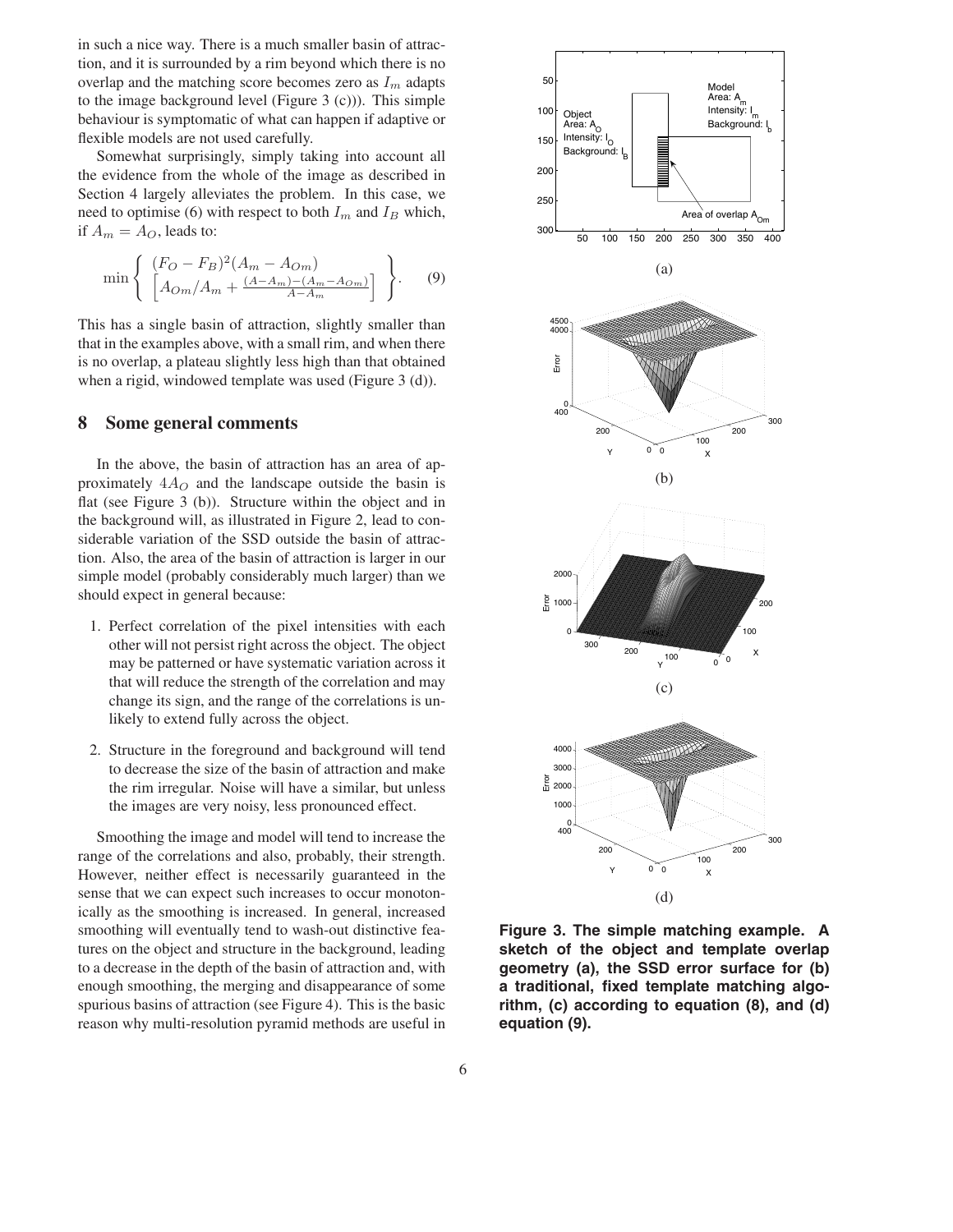in such a nice way. There is a much smaller basin of attraction, and it is surrounded by a rim beyond which there is no overlap and the matching score becomes zero as $I_m$ adapts to the image background level (Figure 3 (c))). This simple behaviour is symptomatic of what can happen if adaptive or flexible models are not used carefully.

Somewhat surprisingly, simply taking into account all the evidence from the whole of the image as described in Section 4 largely alleviates the problem. In this case, we need to optimise (6) with respect to both $I_m$ and $I_B$ which, if $A_m = A_O$, leads to:

$$\min \left\{ \begin{array}{c} (F_O - F_B)^2 (A_m - A_{Om}) \\ \left[ A_{Om}/A_m + \frac{(A - A_m) - (A_m - A_{Om})}{A - A_m} \right] \end{array} \right\}. \quad (9)$$

This has a single basin of attraction, slightly smaller than that in the examples above, with a small rim, and when there is no overlap, a plateau slightly less high than that obtained when a rigid, windowed template was used (Figure 3 (d)).

## 8 Some general comments

In the above, the basin of attraction has an area of approximately $4A_O$ and the landscape outside the basin is flat (see Figure 3 (b)). Structure within the object and in the background will, as illustrated in Figure 2, lead to considerable variation of the SSD outside the basin of attraction. Also, the area of the basin of attraction is larger in our simple model (probably considerably much larger) than we should expect in general because:

1. Perfect correlation of the pixel intensities with each other will not persist right across the object. The object may be patterned or have systematic variation across it that will reduce the strength of the correlation and may change its sign, and the range of the correlations is unlikely to extend fully across the object.
2. Structure in the foreground and background will tend to decrease the size of the basin of attraction and make the rim irregular. Noise will have a similar, but unless the images are very noisy, less pronounced effect.

Smoothing the image and model will tend to increase the range of the correlations and also, probably, their strength. However, neither effect is necessarily guaranteed in the sense that we can expect such increases to occur monotonically as the smoothing is increased. In general, increased smoothing will eventually tend to wash-out distinctive features on the object and structure in the background, leading to a decrease in the depth of the basin of attraction and, with enough smoothing, the merging and disappearance of some spurious basins of attraction (see Figure 4). This is the basic reason why multi-resolution pyramid methods are useful in

**Figure 3. The simple matching example. A sketch of the object and template overlap geometry (a), the SSD error surface for (b) a traditional, fixed template matching algorithm, (c) according to equation (8), and (d) equation (9).**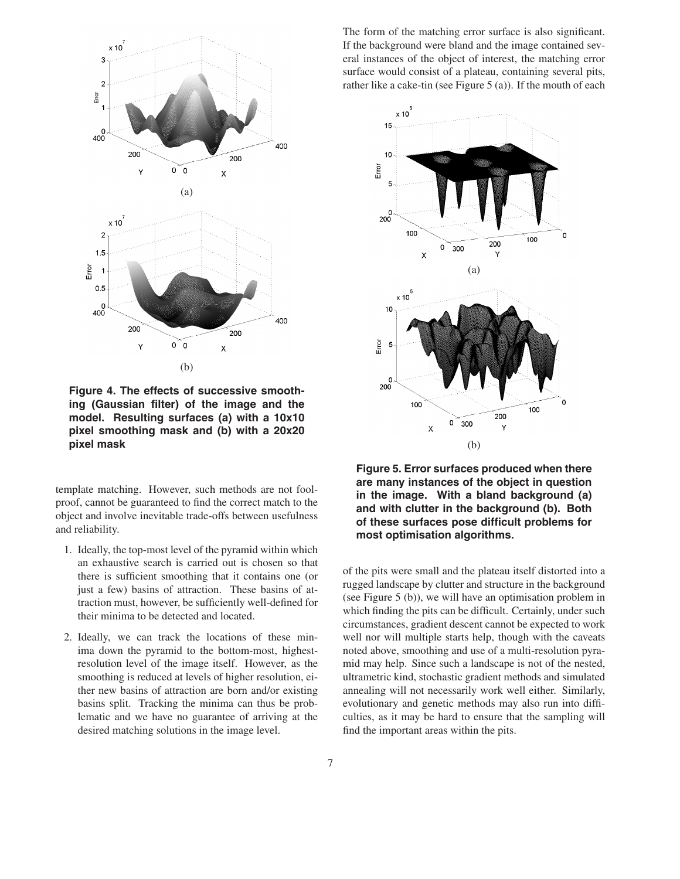**Figure 4. The effects of successive smoothing (Gaussian filter) of the image and the model. Resulting surfaces (a) with a 10x10 pixel smoothing mask and (b) with a 20x20 pixel mask**

template matching. However, such methods are not foolproof, cannot be guaranteed to find the correct match to the object and involve inevitable trade-offs between usefulness and reliability.

1. Ideally, the top-most level of the pyramid within which an exhaustive search is carried out is chosen so that there is sufficient smoothing that it contains one (or just a few) basins of attraction. These basins of attraction must, however, be sufficiently well-defined for their minima to be detected and located.

2. Ideally, we can track the locations of these minima down the pyramid to the bottom-most, highest-resolution level of the image itself. However, as the smoothing is reduced at levels of higher resolution, either new basins of attraction are born and/or existing basins split. Tracking the minima can thus be problematic and we have no guarantee of arriving at the desired matching solutions in the image level.

The form of the matching error surface is also significant. If the background were bland and the image contained several instances of the object of interest, the matching error surface would consist of a plateau, containing several pits, rather like a cake-tin (see Figure 5 (a)). If the mouth of each of the pits were small and the plateau itself distorted into a rugged landscape by clutter and structure in the background (see Figure 5 (b)), we will have an optimisation problem in which finding the pits can be difficult. Certainly, under such circumstances, gradient descent cannot be expected to work well nor will multiple starts help, though with the caveats noted above, smoothing and use of a multi-resolution pyramid may help. Since such a landscape is not of the nested, ultrametric kind, stochastic gradient methods and simulated annealing will not necessarily work well either. Similarly, evolutionary and genetic methods may also run into difficulties, as it may be hard to ensure that the sampling will find the important areas within the pits.

**Figure 5. Error surfaces produced when there are many instances of the object in question in the image. With a bland background (a) and with clutter in the background (b). Both of these surfaces pose difficult problems for most optimisation algorithms.**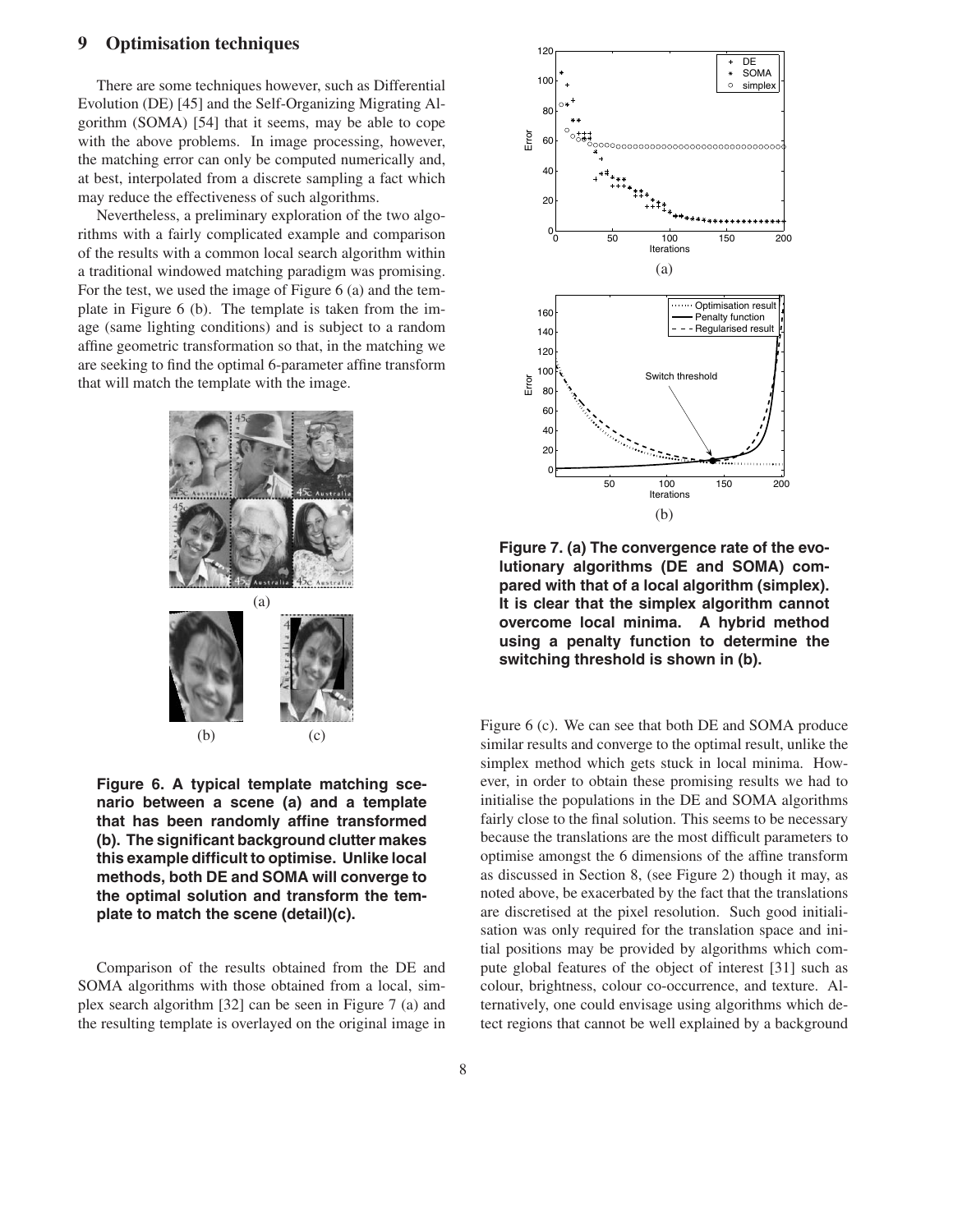## 9 Optimisation techniques

There are some techniques however, such as Differential Evolution (DE) [45] and the Self-Organizing Migrating Algorithm (SOMA) [54] that it seems, may be able to cope with the above problems. In image processing, however, the matching error can only be computed numerically and, at best, interpolated from a discrete sampling a fact which may reduce the effectiveness of such algorithms.

Nevertheless, a preliminary exploration of the two algorithms with a fairly complicated example and comparison of the results with a common local search algorithm within a traditional windowed matching paradigm was promising. For the test, we used the image of Figure 6 (a) and the template in Figure 6 (b). The template is taken from the image (same lighting conditions) and is subject to a random affine geometric transformation so that, in the matching we are seeking to find the optimal 6-parameter affine transform that will match the template with the image.

**Figure 6. A typical template matching scenario between a scene (a) and a template that has been randomly affine transformed (b). The significant background clutter makes this example difficult to optimise. Unlike local methods, both DE and SOMA will converge to the optimal solution and transform the template to match the scene (detail)(c).**

Comparison of the results obtained from the DE and SOMA algorithms with those obtained from a local, simplex search algorithm [32] can be seen in Figure 7 (a) and the resulting template is overlayed on the original image in Figure 6 (c). We can see that both DE and SOMA produce similar results and converge to the optimal result, unlike the simplex method which gets stuck in local minima. However, in order to obtain these promising results we had to initialise the populations in the DE and SOMA algorithms fairly close to the final solution. This seems to be necessary because the translations are the most difficult parameters to optimise amongst the 6 dimensions of the affine transform as discussed in Section 8, (see Figure 2) though it may, as noted above, be exacerbated by the fact that the translations are discretised at the pixel resolution. Such good initialisation was only required for the translation space and initial positions may be provided by algorithms which compute global features of the object of interest [31] such as colour, brightness, colour co-occurrence, and texture. Alternatively, one could envisage using algorithms which detect regions that cannot be well explained by a background

**Figure 7. (a) The convergence rate of the evolutionary algorithms (DE and SOMA) compared with that of a local algorithm (simplex). It is clear that the simplex algorithm cannot overcome local minima. A hybrid method using a penalty function to determine the switching threshold is shown in (b).**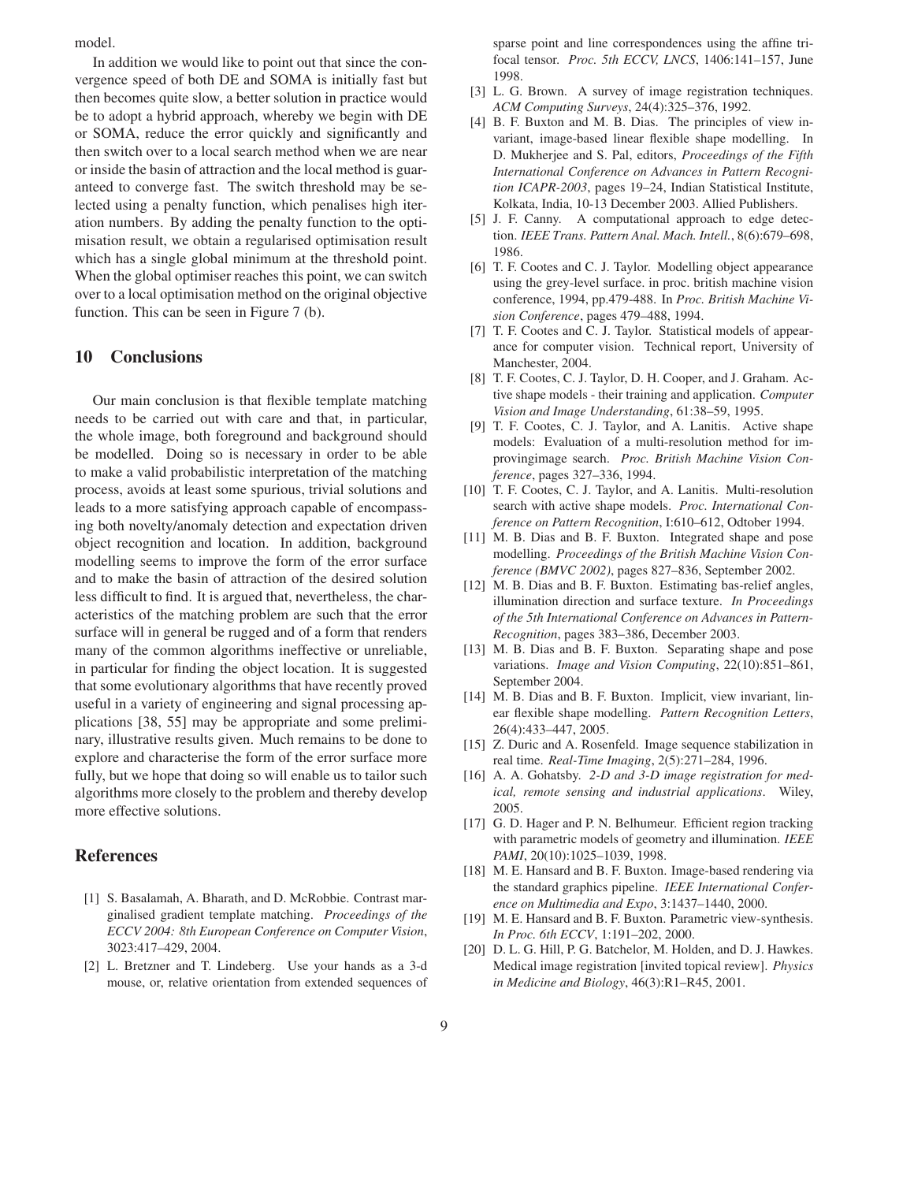model.

In addition we would like to point out that since the convergence speed of both DE and SOMA is initially fast but then becomes quite slow, a better solution in practice would be to adopt a hybrid approach, whereby we begin with DE or SOMA, reduce the error quickly and significantly and then switch over to a local search method when we are near or inside the basin of attraction and the local method is guaranteed to converge fast. The switch threshold may be selected using a penalty function, which penalises high iteration numbers. By adding the penalty function to the optimisation result, we obtain a regularised optimisation result which has a single global minimum at the threshold point. When the global optimiser reaches this point, we can switch over to a local optimisation method on the original objective function. This can be seen in Figure 7 (b).

## 10 Conclusions

Our main conclusion is that flexible template matching needs to be carried out with care and that, in particular, the whole image, both foreground and background should be modelled. Doing so is necessary in order to be able to make a valid probabilistic interpretation of the matching process, avoids at least some spurious, trivial solutions and leads to a more satisfying approach capable of encompassing both novelty/anomaly detection and expectation driven object recognition and location. In addition, background modelling seems to improve the form of the error surface and to make the basin of attraction of the desired solution less difficult to find. It is argued that, nevertheless, the characteristics of the matching problem are such that the error surface will in general be rugged and of a form that renders many of the common algorithms ineffective or unreliable, in particular for finding the object location. It is suggested that some evolutionary algorithms that have recently proved useful in a variety of engineering and signal processing applications [38, 55] may be appropriate and some preliminary, illustrative results given. Much remains to be done to explore and characterise the form of the error surface more fully, but we hope that doing so will enable us to tailor such algorithms more closely to the problem and thereby develop more effective solutions.

## References

[1] S. Basalamah, A. Bharath, and D. McRobbie. Contrast marginalised gradient template matching. *Proceedings of the ECCV 2004: 8th European Conference on Computer Vision*, 3023:417–429, 2004.

[2] L. Bretzner and T. Lindeberg. Use your hands as a 3-d mouse, or, relative orientation from extended sequences of sparse point and line correspondences using the affine trifocal tensor. *Proc. 5th ECCV, LNCS*, 1406:141–157, June 1998.

[3] L. G. Brown. A survey of image registration techniques. *ACM Computing Surveys*, 24(4):325–376, 1992.

[4] B. F. Buxton and M. B. Dias. The principles of view invariant, image-based linear flexible shape modelling. In D. Mukherjee and S. Pal, editors, *Proceedings of the Fifth International Conference on Advances in Pattern Recognition ICAPR-2003*, pages 19–24, Indian Statistical Institute, Kolkata, India, 10-13 December 2003. Allied Publishers.

[5] J. F. Canny. A computational approach to edge detection. *IEEE Trans. Pattern Anal. Mach. Intell.*, 8(6):679–698, 1986.

[6] T. F. Cootes and C. J. Taylor. Modelling object appearance using the grey-level surface. in proc. british machine vision conference, 1994, pp.479-488. In *Proc. British Machine Vision Conference*, pages 479–488, 1994.

[7] T. F. Cootes and C. J. Taylor. Statistical models of appearance for computer vision. Technical report, University of Manchester, 2004.

[8] T. F. Cootes, C. J. Taylor, D. H. Cooper, and J. Graham. Active shape models - their training and application. *Computer Vision and Image Understanding*, 61:38–59, 1995.

[9] T. F. Cootes, C. J. Taylor, and A. Lanitis. Active shape models: Evaluation of a multi-resolution method for improvingimage search. *Proc. British Machine Vision Conference*, pages 327–336, 1994.

[10] T. F. Cootes, C. J. Taylor, and A. Lanitis. Multi-resolution search with active shape models. *Proc. International Conference on Pattern Recognition*, I:610–612, Odtober 1994.

[11] M. B. Dias and B. F. Buxton. Integrated shape and pose modelling. *Proceedings of the British Machine Vision Conference (BMVC 2002)*, pages 827–836, September 2002.

[12] M. B. Dias and B. F. Buxton. Estimating bas-relief angles, illumination direction and surface texture. *In Proceedings of the 5th International Conference on Advances in Pattern-Recognition*, pages 383–386, December 2003.

[13] M. B. Dias and B. F. Buxton. Separating shape and pose variations. *Image and Vision Computing*, 22(10):851–861, September 2004.

[14] M. B. Dias and B. F. Buxton. Implicit, view invariant, linear flexible shape modelling. *Pattern Recognition Letters*, 26(4):433–447, 2005.

[15] Z. Duric and A. Rosenfeld. Image sequence stabilization in real time. *Real-Time Imaging*, 2(5):271–284, 1996.

[16] A. A. Gohatsby. *2-D and 3-D image registration for medical, remote sensing and industrial applications*. Wiley, 2005.

[17] G. D. Hager and P. N. Belhumeur. Efficient region tracking with parametric models of geometry and illumination. *IEEE PAMI*, 20(10):1025–1039, 1998.

[18] M. E. Hansard and B. F. Buxton. Image-based rendering via the standard graphics pipeline. *IEEE International Conference on Multimedia and Expo*, 3:1437–1440, 2000.

[19] M. E. Hansard and B. F. Buxton. Parametric view-synthesis. *In Proc. 6th ECCV*, 1:191–202, 2000.

[20] D. L. G. Hill, P. G. Batchelor, M. Holden, and D. J. Hawkes. Medical image registration [invited topical review]. *Physics in Medicine and Biology*, 46(3):R1–R45, 2001.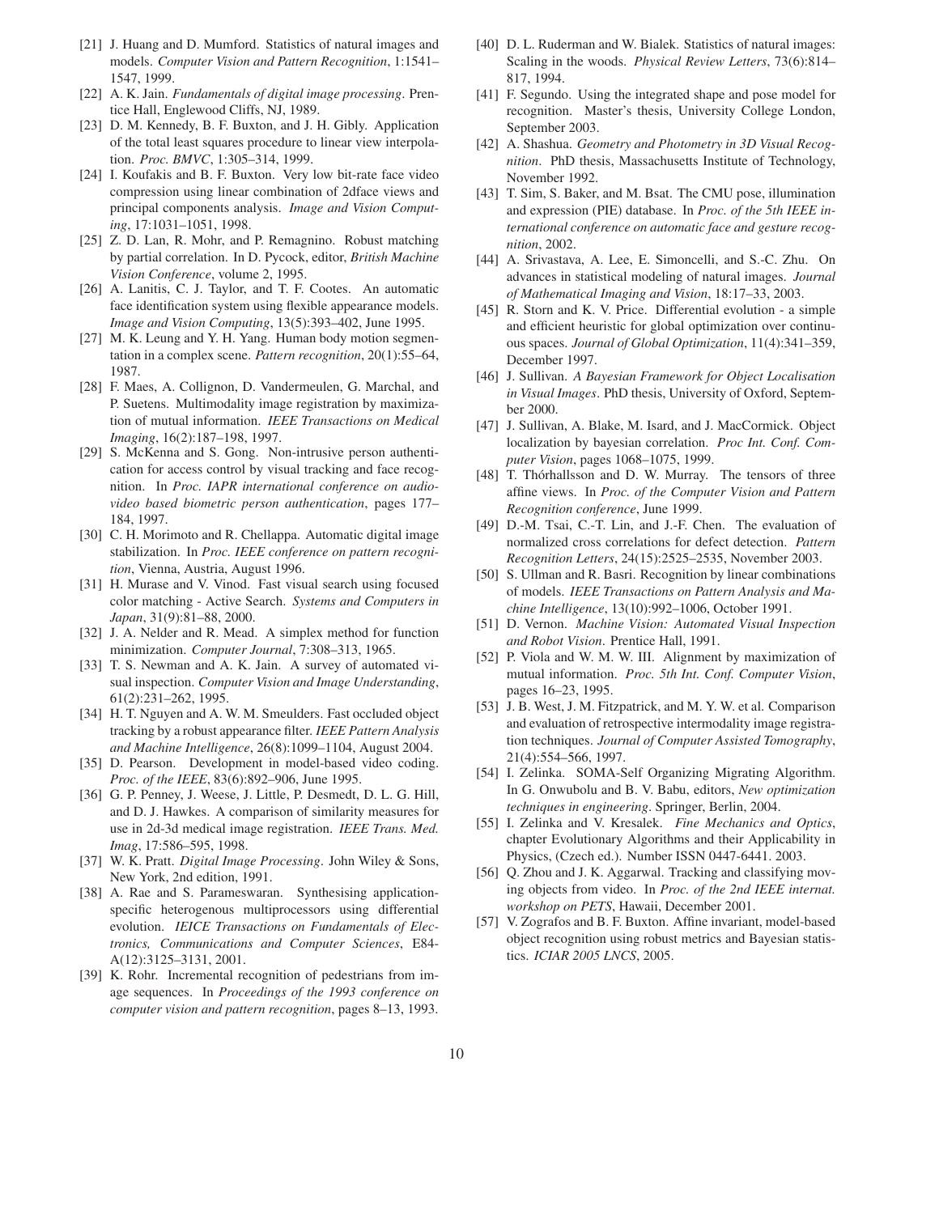[21] J. Huang and D. Mumford. Statistics of natural images and models. *Computer Vision and Pattern Recognition*, 1:1541–1547, 1999.

[22] A. K. Jain. *Fundamentals of digital image processing*. Prentice Hall, Englewood Cliffs, NJ, 1989.

[23] D. M. Kennedy, B. F. Buxton, and J. H. Gibly. Application of the total least squares procedure to linear view interpolation. *Proc. BMVC*, 1:305–314, 1999.

[24] I. Koufakis and B. F. Buxton. Very low bit-rate face video compression using linear combination of 2dface views and principal components analysis. *Image and Vision Computing*, 17:1031–1051, 1998.

[25] Z. D. Lan, R. Mohr, and P. Remagnino. Robust matching by partial correlation. In D. Pycock, editor, *British Machine Vision Conference*, volume 2, 1995.

[26] A. Lanitis, C. J. Taylor, and T. F. Cootes. An automatic face identification system using flexible appearance models. *Image and Vision Computing*, 13(5):393–402, June 1995.

[27] M. K. Leung and Y. H. Yang. Human body motion segmentation in a complex scene. *Pattern recognition*, 20(1):55–64, 1987.

[28] F. Maes, A. Collignon, D. Vandermeulen, G. Marchal, and P. Suetens. Multimodality image registration by maximization of mutual information. *IEEE Transactions on Medical Imaging*, 16(2):187–198, 1997.

[29] S. McKenna and S. Gong. Non-intrusive person authentication for access control by visual tracking and face recognition. In *Proc. IAPR international conference on audio-video based biometric person authentication*, pages 177–184, 1997.

[30] C. H. Morimoto and R. Chellappa. Automatic digital image stabilization. In *Proc. IEEE conference on pattern recognition*, Vienna, Austria, August 1996.

[31] H. Murase and V. Vinod. Fast visual search using focused color matching - Active Search. *Systems and Computers in Japan*, 31(9):81–88, 2000.

[32] J. A. Nelder and R. Mead. A simplex method for function minimization. *Computer Journal*, 7:308–313, 1965.

[33] T. S. Newman and A. K. Jain. A survey of automated visual inspection. *Computer Vision and Image Understanding*, 61(2):231–262, 1995.

[34] H. T. Nguyen and A. W. M. Smeulders. Fast occluded object tracking by a robust appearance filter. *IEEE Pattern Analysis and Machine Intelligence*, 26(8):1099–1104, August 2004.

[35] D. Pearson. Development in model-based video coding. *Proc. of the IEEE*, 83(6):892–906, June 1995.

[36] G. P. Penney, J. Weese, J. Little, P. Desmedt, D. L. G. Hill, and D. J. Hawkes. A comparison of similarity measures for use in 2d-3d medical image registration. *IEEE Trans. Med. Imag*, 17:586–595, 1998.

[37] W. K. Pratt. *Digital Image Processing*. John Wiley & Sons, New York, 2nd edition, 1991.

[38] A. Rae and S. Parameswaran. Synthesising application-specific heterogenous multiprocessors using differential evolution. *IEICE Transactions on Fundamentals of Electronics, Communications and Computer Sciences*, E84-A(12):3125–3131, 2001.

[39] K. Rohr. Incremental recognition of pedestrians from image sequences. In *Proceedings of the 1993 conference on computer vision and pattern recognition*, pages 8–13, 1993.

[40] D. L. Ruderman and W. Bialek. Statistics of natural images: Scaling in the woods. *Physical Review Letters*, 73(6):814–817, 1994.

[41] F. Segundo. Using the integrated shape and pose model for recognition. Master's thesis, University College London, September 2003.

[42] A. Shashua. *Geometry and Photometry in 3D Visual Recognition*. PhD thesis, Massachusetts Institute of Technology, November 1992.

[43] T. Sim, S. Baker, and M. Bsat. The CMU pose, illumination and expression (PIE) database. In *Proc. of the 5th IEEE international conference on automatic face and gesture recognition*, 2002.

[44] A. Srivastava, A. Lee, E. Simoncelli, and S.-C. Zhu. On advances in statistical modeling of natural images. *Journal of Mathematical Imaging and Vision*, 18:17–33, 2003.

[45] R. Storn and K. V. Price. Differential evolution - a simple and efficient heuristic for global optimization over continuous spaces. *Journal of Global Optimization*, 11(4):341–359, December 1997.

[46] J. Sullivan. *A Bayesian Framework for Object Localisation in Visual Images*. PhD thesis, University of Oxford, September 2000.

[47] J. Sullivan, A. Blake, M. Isard, and J. MacCormick. Object localization by bayesian correlation. *Proc Int. Conf. Computer Vision*, pages 1068–1075, 1999.

[48] T. Thórhallsson and D. W. Murray. The tensors of three affine views. In *Proc. of the Computer Vision and Pattern Recognition conference*, June 1999.

[49] D.-M. Tsai, C.-T. Lin, and J.-F. Chen. The evaluation of normalized cross correlations for defect detection. *Pattern Recognition Letters*, 24(15):2525–2535, November 2003.

[50] S. Ullman and R. Basri. Recognition by linear combinations of models. *IEEE Transactions on Pattern Analysis and Machine Intelligence*, 13(10):992–1006, October 1991.

[51] D. Vernon. *Machine Vision: Automated Visual Inspection and Robot Vision*. Prentice Hall, 1991.

[52] P. Viola and W. M. W. III. Alignment by maximization of mutual information. *Proc. 5th Int. Conf. Computer Vision*, pages 16–23, 1995.

[53] J. B. West, J. M. Fitzpatrick, and M. Y. W. et al. Comparison and evaluation of retrospective intermodality image registration techniques. *Journal of Computer Assisted Tomography*, 21(4):554–566, 1997.

[54] I. Zelinka. SOMA-Self Organizing Migrating Algorithm. In G. Onwubolu and B. V. Babu, editors, *New optimization techniques in engineering*. Springer, Berlin, 2004.

[55] I. Zelinka and V. Kresalek. *Fine Mechanics and Optics*, chapter Evolutionary Algorithms and their Applicability in Physics, (Czech ed.). Number ISSN 0447-6441. 2003.

[56] Q. Zhou and J. K. Aggarwal. Tracking and classifying moving objects from video. In *Proc. of the 2nd IEEE internat. workshop on PETS*, Hawaii, December 2001.

[57] V. Zografos and B. F. Buxton. Affine invariant, model-based object recognition using robust metrics and Bayesian statistics. *ICIAR 2005 LNCS*, 2005.